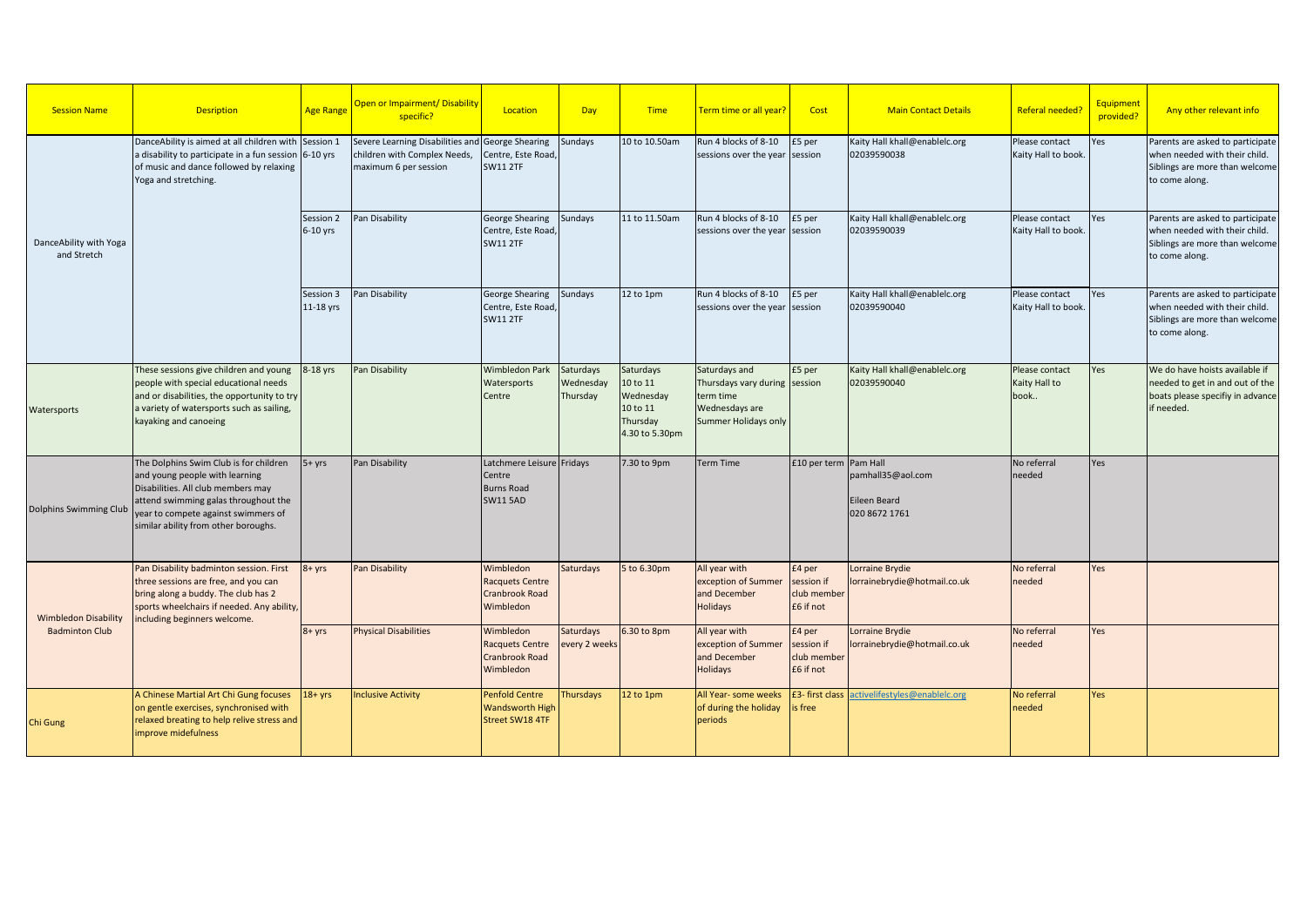| Session Name | Desription | Age Range | Open or Impairment/ Disability specific? | Location | Day | Time | Term time or all year? | Cost | Main Contact Details | Referal needed? | Equipment provided? | Any other relevant info |
|---|---|---|---|---|---|---|---|---|---|---|---|---|
| DanceAbility with Yoga and Stretch | DanceAbility is aimed at all children with a disability to participate in a fun session of music and dance followed by relaxing Yoga and stretching. | Session 1 6-10 yrs | Severe Learning Disabilities and children with Complex Needs, maximum 6 per session | George Shearing Centre, Este Road, SW11 2TF | Sundays | 10 to 10.50am | Run 4 blocks of 8-10 sessions over the year | £5 per session | Kaity Hall khall@enablelc.org 02039590038 | Please contact Kaity Hall to book. | Yes | Parents are asked to participate when needed with their child. Siblings are more than welcome to come along. |
| | | Session 2 6-10 yrs | Pan Disability | George Shearing Centre, Este Road, SW11 2TF | Sundays | 11 to 11.50am | Run 4 blocks of 8-10 sessions over the year | £5 per session | Kaity Hall khall@enablelc.org 02039590039 | Please contact Kaity Hall to book. | Yes | Parents are asked to participate when needed with their child. Siblings are more than welcome to come along. |
| | | Session 3 11-18 yrs | Pan Disability | George Shearing Centre, Este Road, SW11 2TF | Sundays | 12 to 1pm | Run 4 blocks of 8-10 sessions over the year | £5 per session | Kaity Hall khall@enablelc.org 02039590040 | Please contact Kaity Hall to book. | Yes | Parents are asked to participate when needed with their child. Siblings are more than welcome to come along. |
| Watersports | These sessions give children and young people with special educational needs and or disabilities, the opportunity to try a variety of watersports such as sailing, kayaking and canoeing | 8-18 yrs | Pan Disability | Wimbledon Park Watersports Centre | Saturdays Wednesday Thursday | Saturdays 10 to 11 Wednesday 10 to 11 Thursday 4.30 to 5.30pm | Saturdays and Thursdays vary during term time Wednesdays are Summer Holidays only | £5 per session | Kaity Hall khall@enablelc.org 02039590040 | Please contact Kaity Hall to book.. | Yes | We do have hoists available if needed to get in and out of the boats please specifiy in advance if needed. |
| Dolphins Swimming Club | The Dolphins Swim Club is for children and young people with learning Disabilities. All club members may attend swimming galas throughout the year to compete against swimmers of similar ability from other boroughs. | 5+ yrs | Pan Disability | Latchmere Leisure Centre Burns Road SW11 5AD | Fridays | 7.30 to 9pm | Term Time | £10 per term | Pam Hall pamhall35@aol.com Eileen Beard 020 8672 1761 | No referral needed | Yes | |
| Wimbledon Disability Badminton Club | Pan Disability badminton session. First three sessions are free, and you can bring along a buddy. The club has 2 sports wheelchairs if needed. Any ability, including beginners welcome. | 8+ yrs | Pan Disability | Wimbledon Racquets Centre Cranbrook Road Wimbledon | Saturdays | 5 to 6.30pm | All year with exception of Summer and December Holidays | £4 per session if club member £6 if not | Lorraine Brydie lorrainebrydie@hotmail.co.uk | No referral needed | Yes | |
| | | 8+ yrs | Physical Disabilities | Wimbledon Racquets Centre Cranbrook Road Wimbledon | Saturdays every 2 weeks | 6.30 to 8pm | All year with exception of Summer and December Holidays | £4 per session if club member £6 if not | Lorraine Brydie lorrainebrydie@hotmail.co.uk | No referral needed | Yes | |
| Chi Gung | A Chinese Martial Art Chi Gung focuses on gentle exercises, synchronised with relaxed breating to help relive stress and improve midefulness | 18+ yrs | Inclusive Activity | Penfold Centre Wandsworth High Street SW18 4TF | Thursdays | 12 to 1pm | All Year- some weeks of during the holiday periods | £3- first class is free | activelifestyles@enablelc.org | No referral needed | Yes | |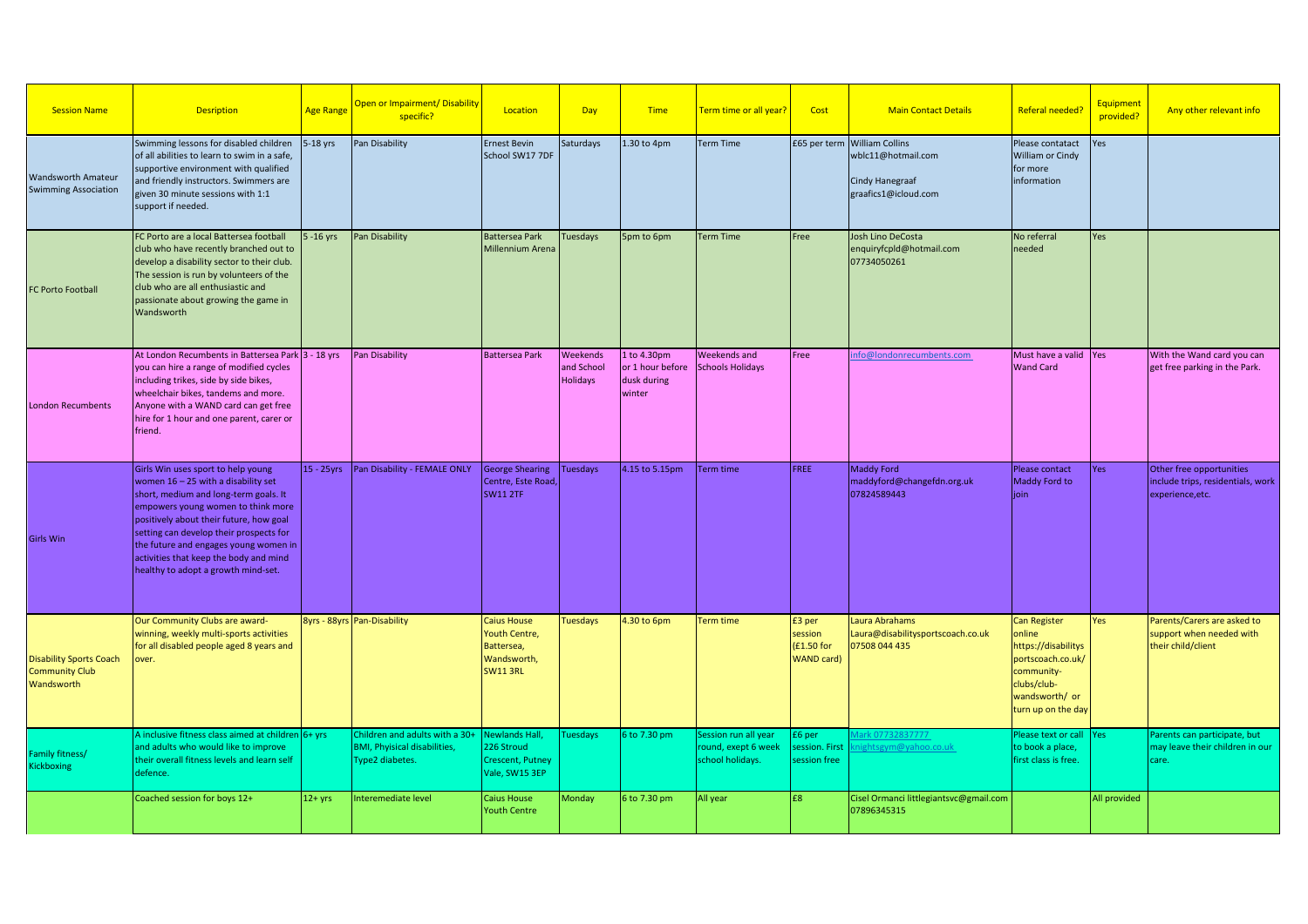| Session Name | Desription | Age Range | Open or Impairment/ Disability specific? | Location | Day | Time | Term time or all year? | Cost | Main Contact Details | Referal needed? | Equipment provided? | Any other relevant info |
|---|---|---|---|---|---|---|---|---|---|---|---|---|
| Wandsworth Amateur Swimming Association | Swimming lessons for disabled children of all abilities to learn to swim in a safe, supportive environment with qualified and friendly instructors. Swimmers are given 30 minute sessions with 1:1 support if needed. | 5-18 yrs | Pan Disability | Ernest Bevin School SW17 7DF | Saturdays | 1.30 to 4pm | Term Time | £65 per term | William Collins wblc11@hotmail.com Cindy Hanegraaf graafics1@icloud.com | Please contatact William or Cindy for more information | Yes | |
| FC Porto Football | FC Porto are a local Battersea football club who have recently branched out to develop a disability sector to their club. The session is run by volunteers of the club who are all enthusiastic and passionate about growing the game in Wandsworth | 5 -16 yrs | Pan Disability | Battersea Park Millennium Arena | Tuesdays | 5pm to 6pm | Term Time | Free | Josh Lino DeCosta enquiryfcpld@hotmail.com 07734050261 | No referral needed | Yes | |
| London Recumbents | At London Recumbents in Battersea Park you can hire a range of modified cycles including trikes, side by side bikes, wheelchair bikes, tandems and more. Anyone with a WAND card can get free hire for 1 hour and one parent, carer or friend. | 3 - 18 yrs | Pan Disability | Battersea Park | Weekends and School Holidays | 1 to 4.30pm or 1 hour before dusk during winter | Weekends and Schools Holidays | Free | info@londonrecumbents.com | Must have a valid Wand Card | Yes | With the Wand card you can get free parking in the Park. |
| Girls Win | Girls Win uses sport to help young women 16 – 25 with a disability set short, medium and long-term goals. It empowers young women to think more positively about their future, how goal setting can develop their prospects for the future and engages young women in activities that keep the body and mind healthy to adopt a growth mind-set. | 15 - 25yrs | Pan Disability - FEMALE ONLY | George Shearing Centre, Este Road, SW11 2TF | Tuesdays | 4.15 to 5.15pm | Term time | FREE | Maddy Ford maddyford@changefdn.org.uk 07824589443 | Please contact Maddy Ford to join | Yes | Other free opportunities include trips, residentials, work experience,etc. |
| Disability Sports Coach Community Club Wandsworth | Our Community Clubs are award-winning, weekly multi-sports activities for all disabled people aged 8 years and over. | 8yrs - 88yrs | Pan-Disability | Caius House Youth Centre, Battersea, Wandsworth, SW11 3RL | Tuesdays | 4.30 to 6pm | Term time | £3 per session (£1.50 for WAND card) | Laura Abrahams Laura@disabilitysportscoach.co.uk 07508 044 435 | Can Register online https://disabilitysportscoach.co.uk/community-clubs/club-wandsworth/ or turn up on the day | Yes | Parents/Carers are asked to support when needed with their child/client |
| Family fitness/ Kickboxing | A inclusive fitness class aimed at children and adults who would like to improve their overall fitness levels and learn self defence. | 6+ yrs | Children and adults with a 30+ BMI, Phyisical disabilities, Type2 diabetes. | Newlands Hall, 226 Stroud Crescent, Putney Vale, SW15 3EP | Tuesdays | 6 to 7.30 pm | Session run all year round, exept 6 week school holidays. | £6 per session. First session free | Mark 07732837777 knightsgym@yahoo.co.uk | Please text or call to book a place, first class is free. | Yes | Parents can participate, but may leave their children in our care. |
| | Coached session for boys 12+ | 12+ yrs | Interemediate level | Caius House Youth Centre | Monday | 6 to 7.30 pm | All year | £8 | Cisel Ormanci littlegiantsvc@gmail.com 07896345315 | | All provided | |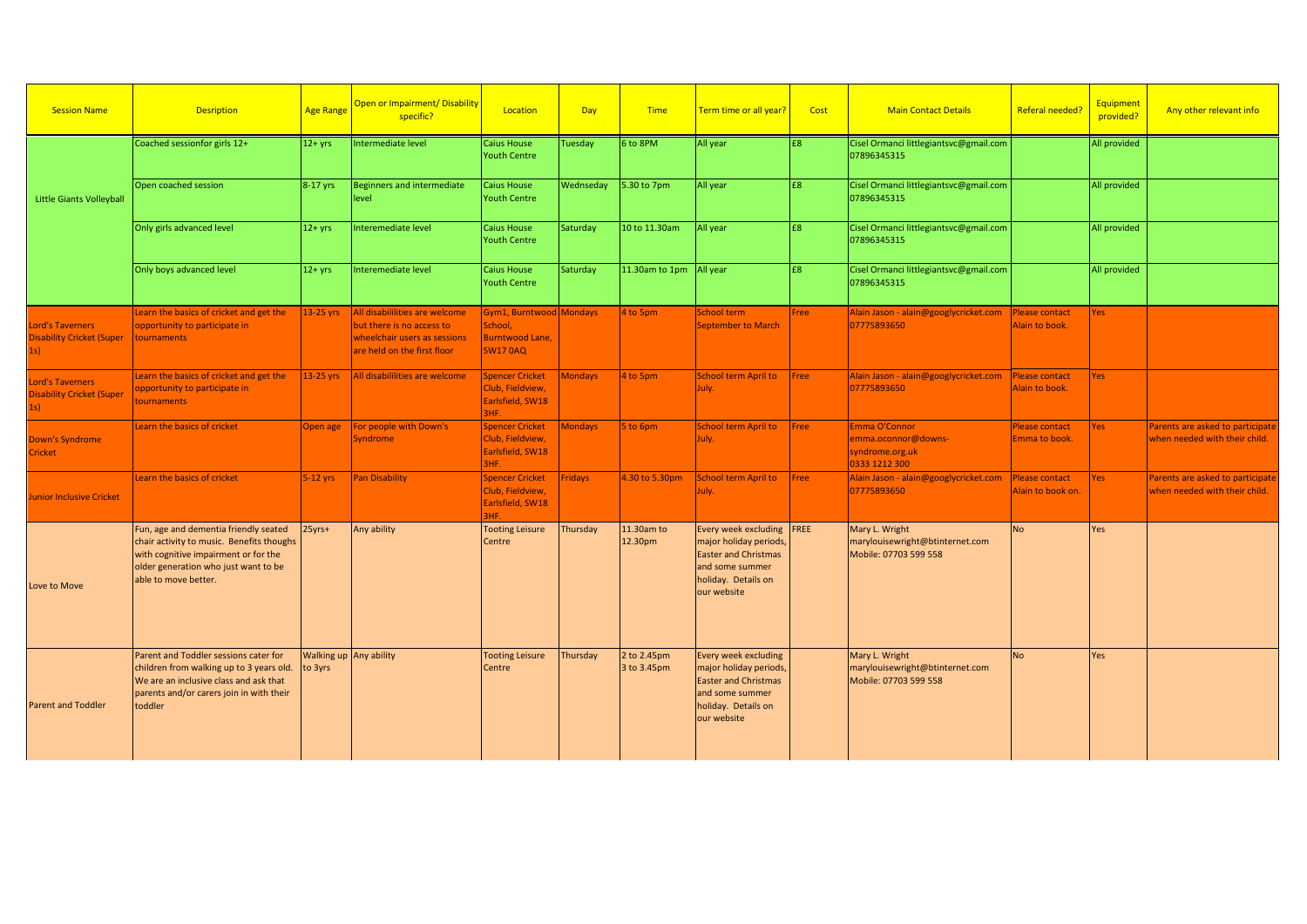| Session Name | Desription | Age Range | Open or Impairment/ Disability specific? | Location | Day | Time | Term time or all year? | Cost | Main Contact Details | Referal needed? | Equipment provided? | Any other relevant info |
|---|---|---|---|---|---|---|---|---|---|---|---|---|
| Little Giants Volleyball | Coached sessionfor girls 12+ | 12+ yrs | Intermediate level | Caius House Youth Centre | Tuesday | 6 to 8PM | All year | £8 | Cisel Ormanci littlegiantsvc@gmail.com 07896345315 | | All provided | |
| | Open coached session | 8-17 yrs | Beginners and intermediate level | Caius House Youth Centre | Wednseday | 5.30 to 7pm | All year | £8 | Cisel Ormanci littlegiantsvc@gmail.com 07896345315 | | All provided | |
| | Only girls advanced level | 12+ yrs | Interemediate level | Caius House Youth Centre | Saturday | 10 to 11.30am | All year | £8 | Cisel Ormanci littlegiantsvc@gmail.com 07896345315 | | All provided | |
| | Only boys advanced level | 12+ yrs | Interemediate level | Caius House Youth Centre | Saturday | 11.30am to 1pm | All year | £8 | Cisel Ormanci littlegiantsvc@gmail.com 07896345315 | | All provided | |
| Lord's Taverners Disability Cricket (Super 1s) | Learn the basics of cricket and get the opportunity to participate in tournaments | 13-25 yrs | All disabililities are welcome but there is no access to wheelchair users as sessions are held on the first floor | Gym1, Burntwood School, Burntwood Lane, SW17 0AQ | Mondays | 4 to 5pm | School term September to March | Free | Alain Jason - alain@googlycricket.com 07775893650 | Please contact Alain to book. | Yes | |
| Lord's Taverners Disability Cricket (Super 1s) | Learn the basics of cricket and get the opportunity to participate in tournaments | 13-25 yrs | All disabililities are welcome | Spencer Cricket Club, Fieldview, Earlsfield, SW18 3HF. | Mondays | 4 to 5pm | School term April to July. | Free | Alain Jason - alain@googlycricket.com 07775893650 | Please contact Alain to book. | Yes | |
| Down's Syndrome Cricket | Learn the basics of cricket | Open age | For people with Down's Syndrome | Spencer Cricket Club, Fieldview, Earlsfield, SW18 3HF. | Mondays | 5 to 6pm | School term April to July. | Free | Emma O'Connor emma.oconnor@downs-syndrome.org.uk 0333 1212 300 | Please contact Emma to book. | Yes | Parents are asked to participate when needed with their child. |
| Junior Inclusive Cricket | Learn the basics of cricket | 5-12 yrs | Pan Disability | Spencer Cricket Club, Fieldview, Earlsfield, SW18 3HF. | Fridays | 4.30 to 5.30pm | School term April to July. | Free | Alain Jason - alain@googlycricket.com 07775893650 | Please contact Alain to book on. | Yes | Parents are asked to participate when needed with their child. |
| Love to Move | Fun, age and dementia friendly seated chair activity to music. Benefits thoughs with cognitive impairment or for the older generation who just want to be able to move better. | 25yrs+ | Any ability | Tooting Leisure Centre | Thursday | 11.30am to 12.30pm | Every week excluding major holiday periods, Easter and Christmas and some summer holiday. Details on our website | FREE | Mary L. Wright marylouisewright@btinternet.com Mobile: 07703 599 558 | No | Yes | |
| Parent and Toddler | Parent and Toddler sessions cater for children from walking up to 3 years old. We are an inclusive class and ask that parents and/or carers join in with their toddler | Walking up to 3yrs | Any ability | Tooting Leisure Centre | Thursday | 2 to 2.45pm 3 to 3.45pm | Every week excluding major holiday periods, Easter and Christmas and some summer holiday. Details on our website | | Mary L. Wright marylouisewright@btinternet.com Mobile: 07703 599 558 | No | Yes | |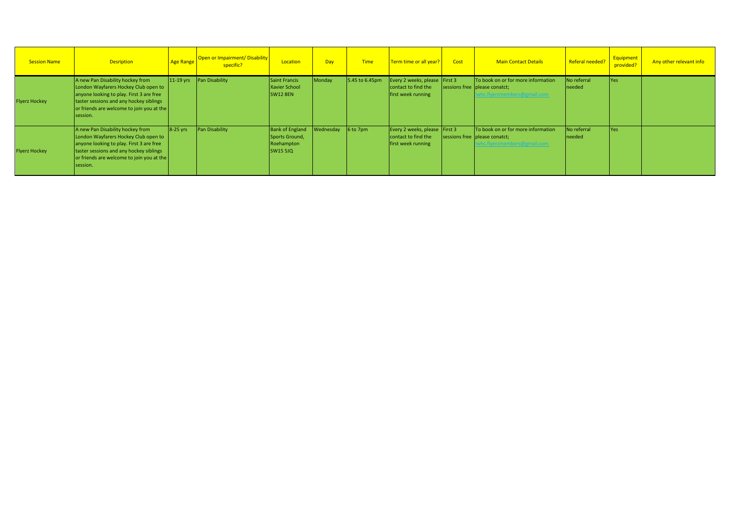| Session Name | Desription | Age Range | Open or Impairment/ Disability specific? | Location | Day | Time | Term time or all year? | Cost | Main Contact Details | Referal needed? | Equipment provided? | Any other relevant info |
|---|---|---|---|---|---|---|---|---|---|---|---|---|
| Flyerz Hockey | A new Pan Disability hockey from London Wayfarers Hockey Club open to anyone looking to play. First 3 are free taster sessions and any hockey siblings or friends are welcome to join you at the session. | 11-19 yrs | Pan Disability | Saint Francis Xavier School SW12 8EN | Monday | 5.45 to 6.45pm | Every 2 weeks, please contact to find the first week running | First 3 sessions free | To book on or for more information please conatct; lwhc.flyerzmembers@gmail.com | No referral needed | Yes | |
| Flyerz Hockey | A new Pan Disability hockey from London Wayfarers Hockey Club open to anyone looking to play. First 3 are free taster sessions and any hockey siblings or friends are welcome to join you at the session. | 8-25 yrs | Pan Disability | Bank of England Sports Ground, Roehampton SW15 5JQ | Wednesday | 6 to 7pm | Every 2 weeks, please contact to find the first week running | First 3 sessions free | To book on or for more information please conatct; lwhc.flyerzmembers@gmail.com | No referral needed | Yes | |